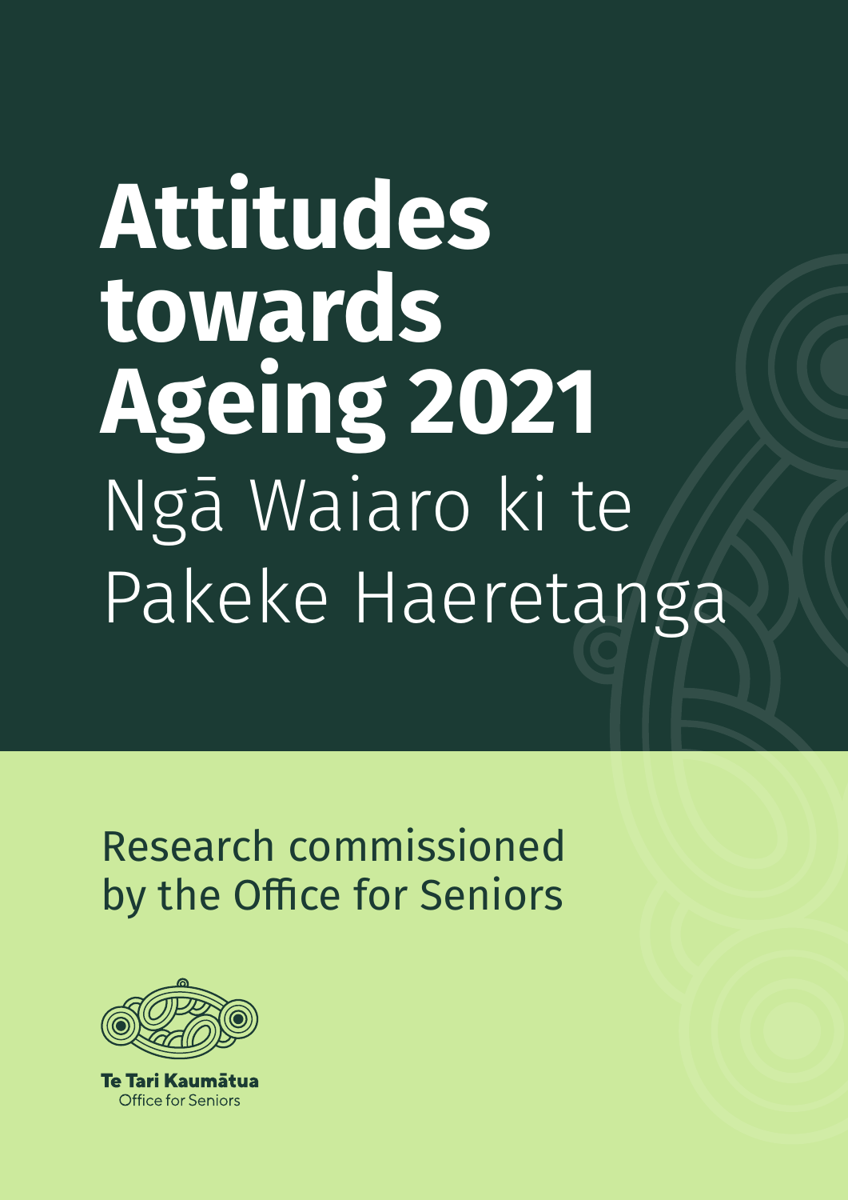# Attitudes towards Ageing 2021

## Ngā Waiaro ki te Pakeke Haeretanga

Research commissioned by the Office for Seniors

**Te Tari Kaumātua**
Office for Seniors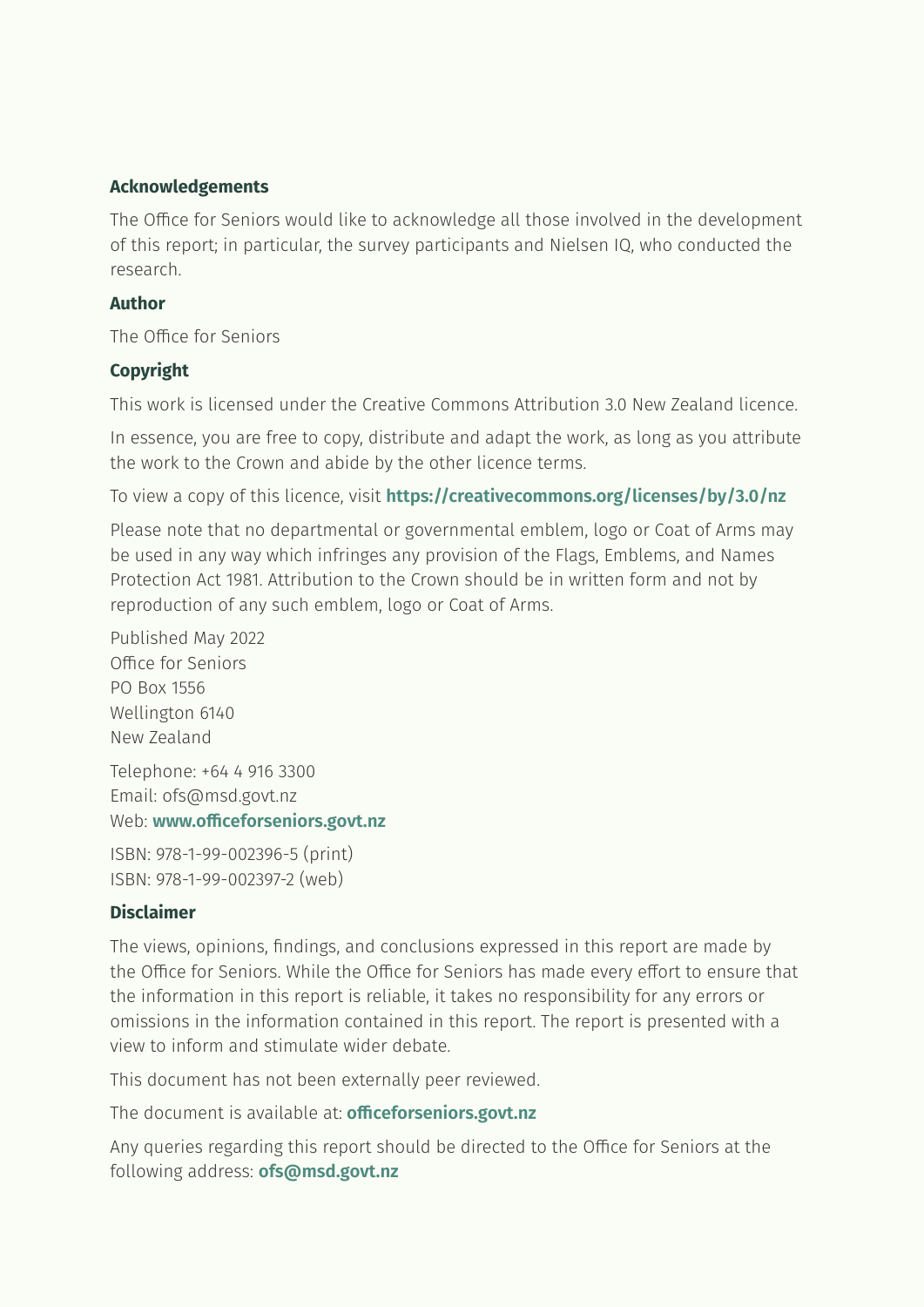**Acknowledgements**

The Office for Seniors would like to acknowledge all those involved in the development of this report; in particular, the survey participants and Nielsen IQ, who conducted the research.

**Author**

The Office for Seniors

**Copyright**

This work is licensed under the Creative Commons Attribution 3.0 New Zealand licence.

In essence, you are free to copy, distribute and adapt the work, as long as you attribute the work to the Crown and abide by the other licence terms.

To view a copy of this licence, visit **https://creativecommons.org/licenses/by/3.0/nz**

Please note that no departmental or governmental emblem, logo or Coat of Arms may be used in any way which infringes any provision of the Flags, Emblems, and Names Protection Act 1981. Attribution to the Crown should be in written form and not by reproduction of any such emblem, logo or Coat of Arms.

Published May 2022
Office for Seniors
PO Box 1556
Wellington 6140
New Zealand

Telephone: +64 4 916 3300
Email: ofs@msd.govt.nz
Web: **www.officeforseniors.govt.nz**

ISBN: 978-1-99-002396-5 (print)
ISBN: 978-1-99-002397-2 (web)

**Disclaimer**

The views, opinions, findings, and conclusions expressed in this report are made by the Office for Seniors. While the Office for Seniors has made every effort to ensure that the information in this report is reliable, it takes no responsibility for any errors or omissions in the information contained in this report. The report is presented with a view to inform and stimulate wider debate.

This document has not been externally peer reviewed.

The document is available at: **officeforseniors.govt.nz**

Any queries regarding this report should be directed to the Office for Seniors at the following address: **ofs@msd.govt.nz**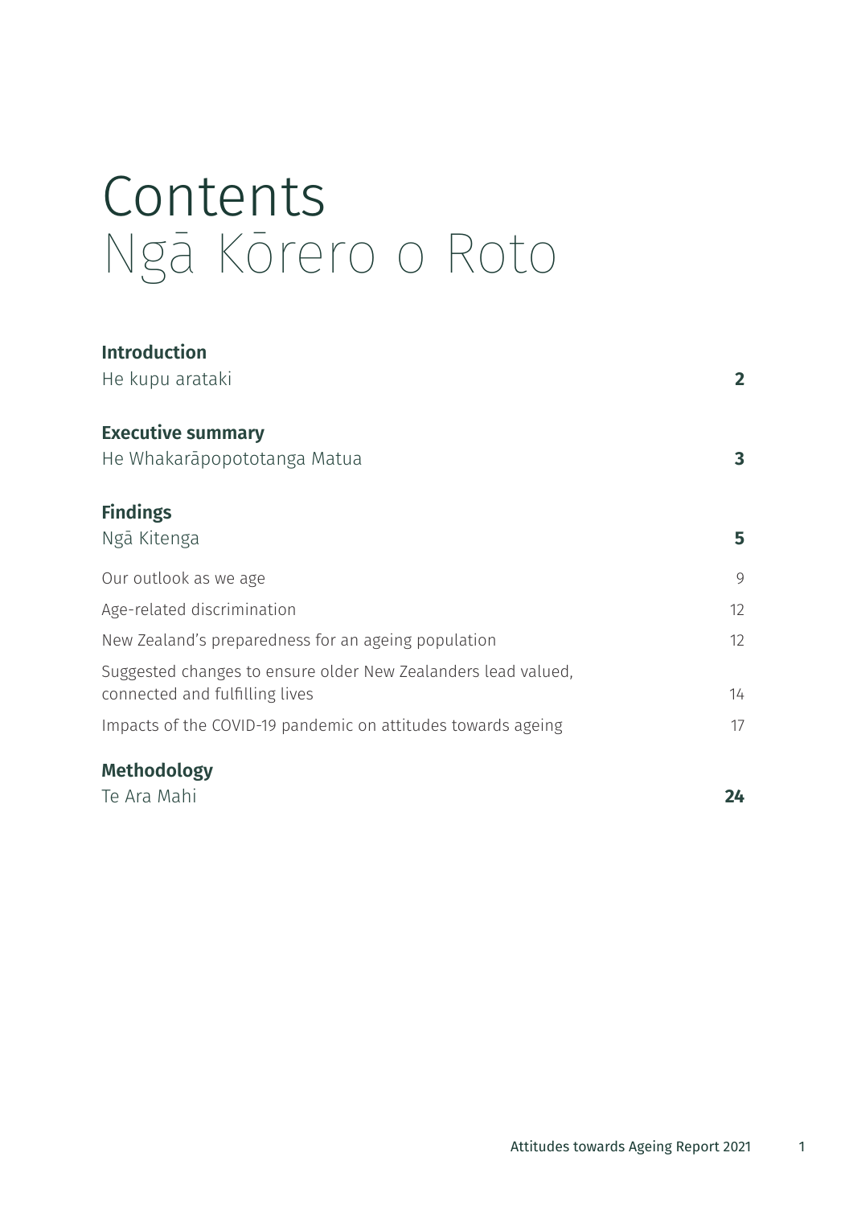# Contents
# Ngā Kōrero o Roto

| | |
|---|---|
| **Introduction**<br>He kupu arataki | **2** |
| **Executive summary**<br>He Whakarāpopototanga Matua | **3** |
| **Findings**<br>Ngā Kitenga | **5** |
| Our outlook as we age | 9 |
| Age-related discrimination | 12 |
| New Zealand's preparedness for an ageing population | 12 |
| Suggested changes to ensure older New Zealanders lead valued, connected and fulfilling lives | 14 |
| Impacts of the COVID-19 pandemic on attitudes towards ageing | 17 |
| **Methodology**<br>Te Ara Mahi | **24** |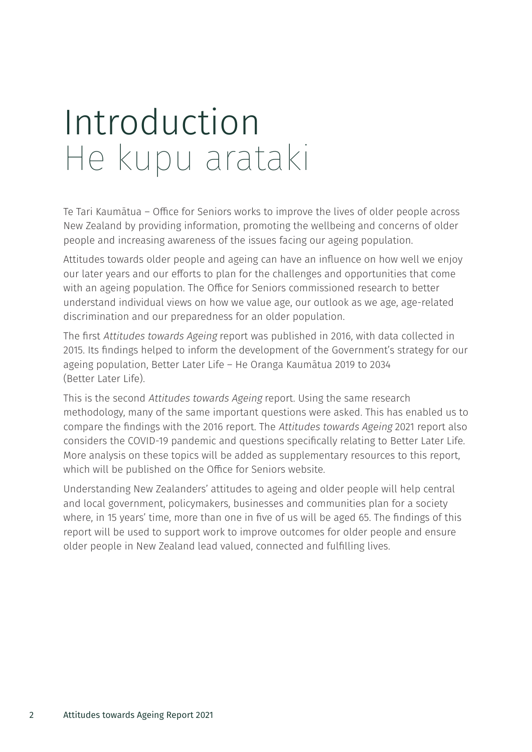# Introduction
# He kupu arataki

Te Tari Kaumātua – Office for Seniors works to improve the lives of older people across New Zealand by providing information, promoting the wellbeing and concerns of older people and increasing awareness of the issues facing our ageing population.

Attitudes towards older people and ageing can have an influence on how well we enjoy our later years and our efforts to plan for the challenges and opportunities that come with an ageing population. The Office for Seniors commissioned research to better understand individual views on how we value age, our outlook as we age, age-related discrimination and our preparedness for an older population.

The first *Attitudes towards Ageing* report was published in 2016, with data collected in 2015. Its findings helped to inform the development of the Government's strategy for our ageing population, Better Later Life – He Oranga Kaumātua 2019 to 2034 (Better Later Life).

This is the second *Attitudes towards Ageing* report. Using the same research methodology, many of the same important questions were asked. This has enabled us to compare the findings with the 2016 report. The *Attitudes towards Ageing* 2021 report also considers the COVID-19 pandemic and questions specifically relating to Better Later Life. More analysis on these topics will be added as supplementary resources to this report, which will be published on the Office for Seniors website.

Understanding New Zealanders' attitudes to ageing and older people will help central and local government, policymakers, businesses and communities plan for a society where, in 15 years' time, more than one in five of us will be aged 65. The findings of this report will be used to support work to improve outcomes for older people and ensure older people in New Zealand lead valued, connected and fulfilling lives.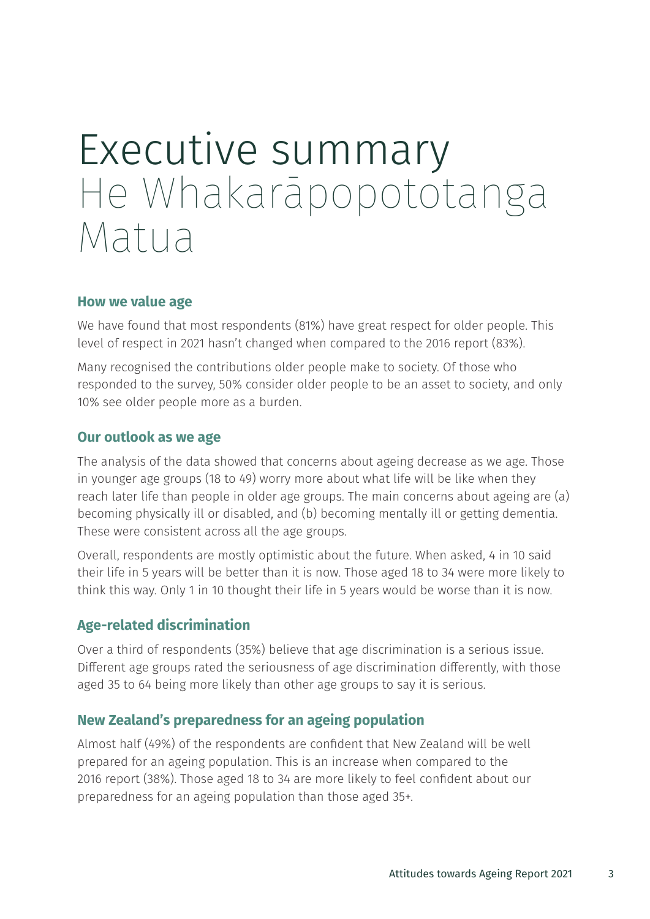# Executive summary He Whakarāpopototanga Matua

## How we value age

We have found that most respondents (81%) have great respect for older people. This level of respect in 2021 hasn't changed when compared to the 2016 report (83%).

Many recognised the contributions older people make to society. Of those who responded to the survey, 50% consider older people to be an asset to society, and only 10% see older people more as a burden.

## Our outlook as we age

The analysis of the data showed that concerns about ageing decrease as we age. Those in younger age groups (18 to 49) worry more about what life will be like when they reach later life than people in older age groups. The main concerns about ageing are (a) becoming physically ill or disabled, and (b) becoming mentally ill or getting dementia. These were consistent across all the age groups.

Overall, respondents are mostly optimistic about the future. When asked, 4 in 10 said their life in 5 years will be better than it is now. Those aged 18 to 34 were more likely to think this way. Only 1 in 10 thought their life in 5 years would be worse than it is now.

## Age-related discrimination

Over a third of respondents (35%) believe that age discrimination is a serious issue. Different age groups rated the seriousness of age discrimination differently, with those aged 35 to 64 being more likely than other age groups to say it is serious.

## New Zealand's preparedness for an ageing population

Almost half (49%) of the respondents are confident that New Zealand will be well prepared for an ageing population. This is an increase when compared to the 2016 report (38%). Those aged 18 to 34 are more likely to feel confident about our preparedness for an ageing population than those aged 35+.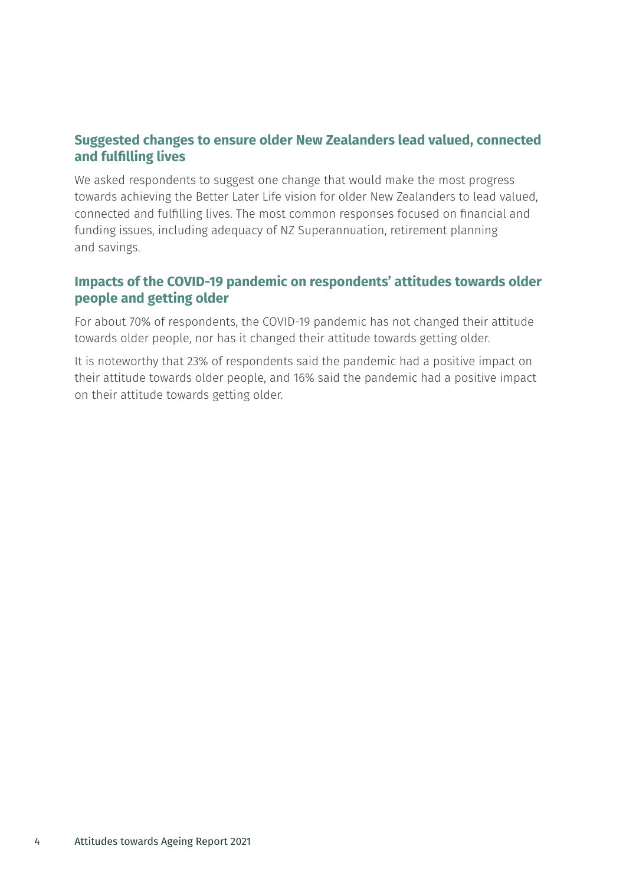### Suggested changes to ensure older New Zealanders lead valued, connected and fulfilling lives

We asked respondents to suggest one change that would make the most progress towards achieving the Better Later Life vision for older New Zealanders to lead valued, connected and fulfilling lives. The most common responses focused on financial and funding issues, including adequacy of NZ Superannuation, retirement planning and savings.

### Impacts of the COVID-19 pandemic on respondents' attitudes towards older people and getting older

For about 70% of respondents, the COVID-19 pandemic has not changed their attitude towards older people, nor has it changed their attitude towards getting older.

It is noteworthy that 23% of respondents said the pandemic had a positive impact on their attitude towards older people, and 16% said the pandemic had a positive impact on their attitude towards getting older.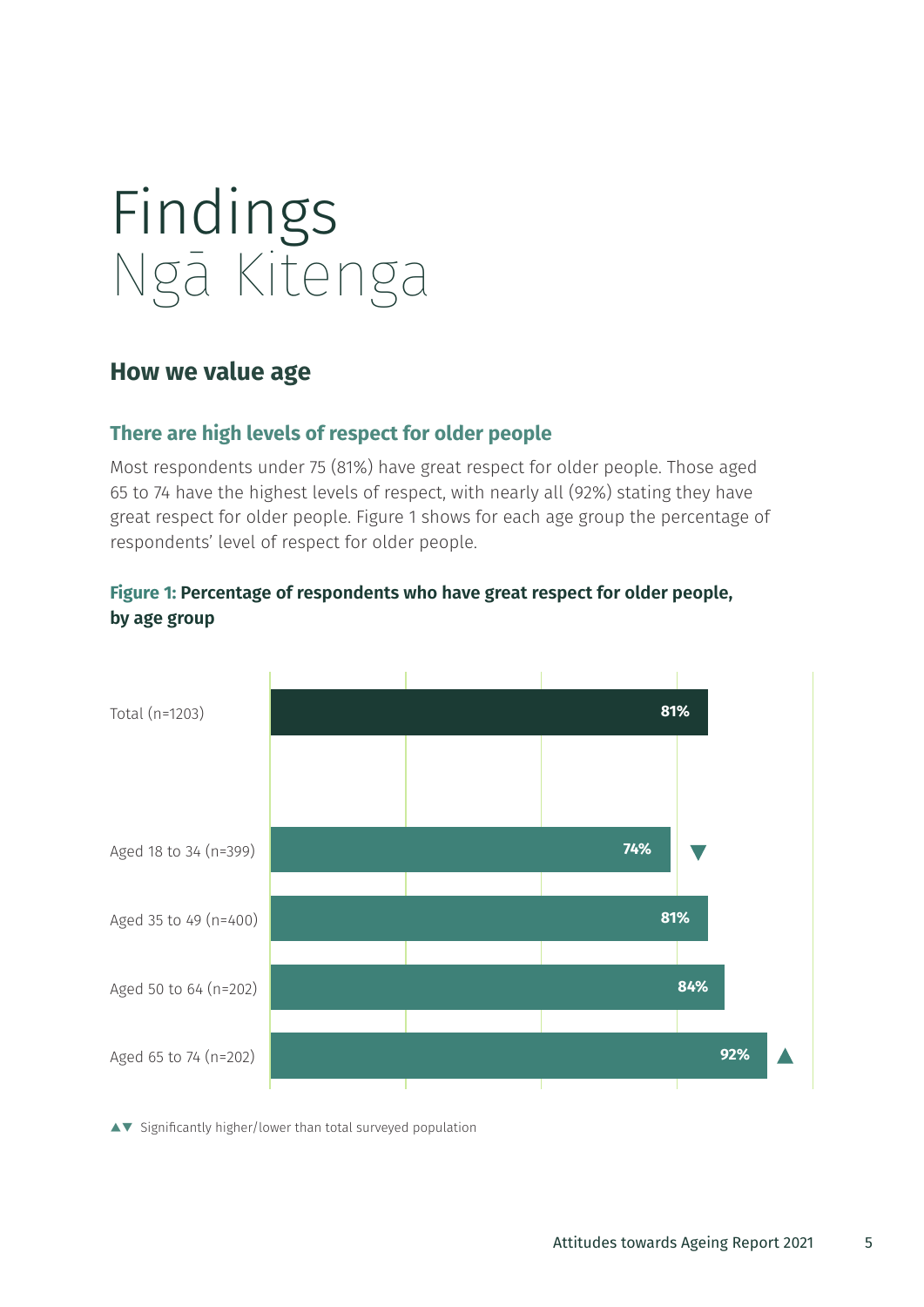# Findings
# Ngā Kitenga

## How we value age

### There are high levels of respect for older people

Most respondents under 75 (81%) have great respect for older people. Those aged 65 to 74 have the highest levels of respect, with nearly all (92%) stating they have great respect for older people. Figure 1 shows for each age group the percentage of respondents' level of respect for older people.

**Figure 1: Percentage of respondents who have great respect for older people, by age group**

| Group | Percentage |
|---|---|
| Total (n=1203) | 81% |
| Aged 18 to 34 (n=399) | 74% ▼ |
| Aged 35 to 49 (n=400) | 81% |
| Aged 50 to 64 (n=202) | 84% |
| Aged 65 to 74 (n=202) | 92% ▲ |

▲▼ Significantly higher/lower than total surveyed population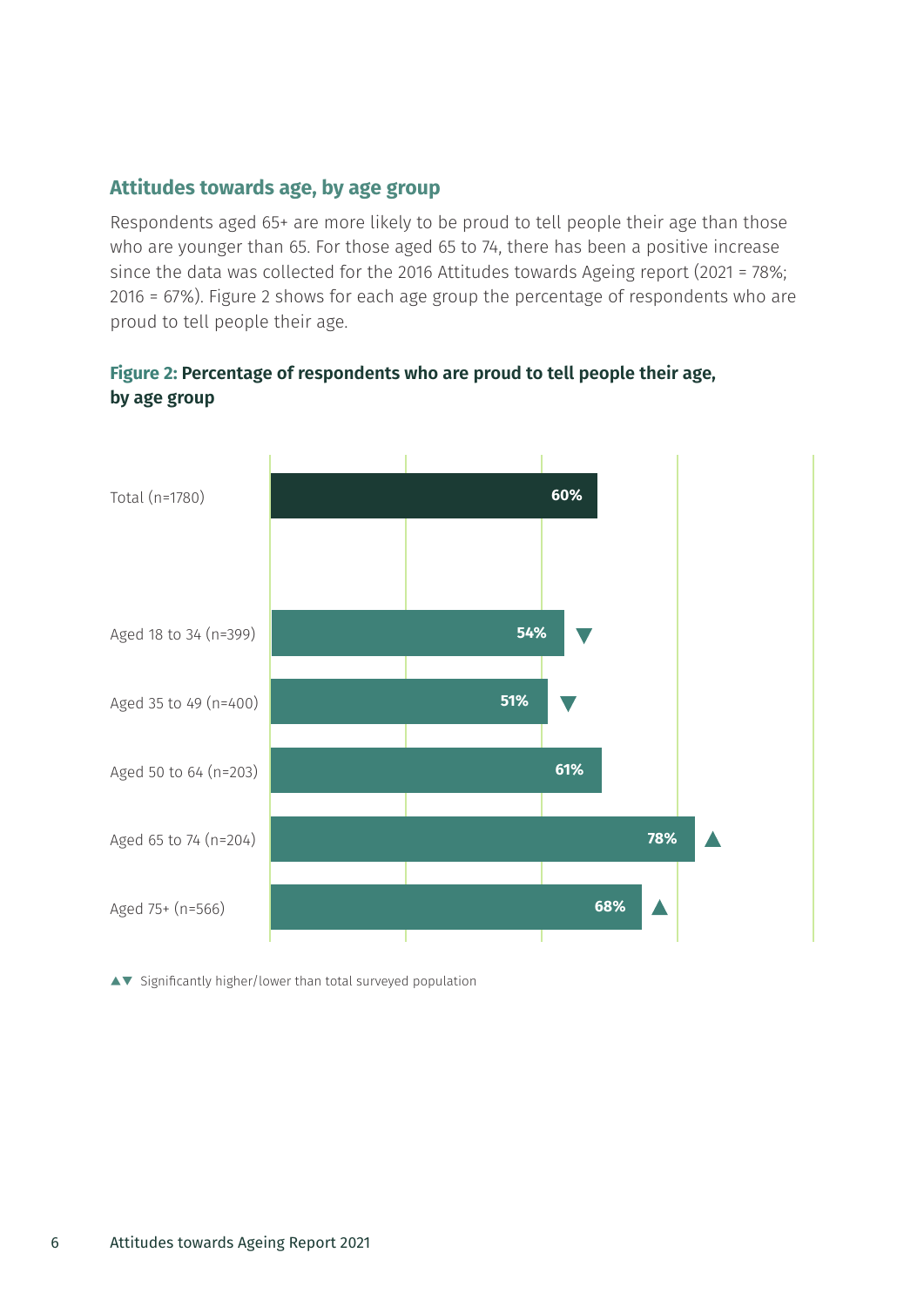## Attitudes towards age, by age group

Respondents aged 65+ are more likely to be proud to tell people their age than those who are younger than 65. For those aged 65 to 74, there has been a positive increase since the data was collected for the 2016 Attitudes towards Ageing report (2021 = 78%; 2016 = 67%). Figure 2 shows for each age group the percentage of respondents who are proud to tell people their age.

**Figure 2: Percentage of respondents who are proud to tell people their age, by age group**

| Group | Percentage | |
|---|---|---|
| Total (n=1780) | 60% | |
| Aged 18 to 34 (n=399) | 54% | ▼ |
| Aged 35 to 49 (n=400) | 51% | ▼ |
| Aged 50 to 64 (n=203) | 61% | |
| Aged 65 to 74 (n=204) | 78% | ▲ |
| Aged 75+ (n=566) | 68% | ▲ |

▲▼ Significantly higher/lower than total surveyed population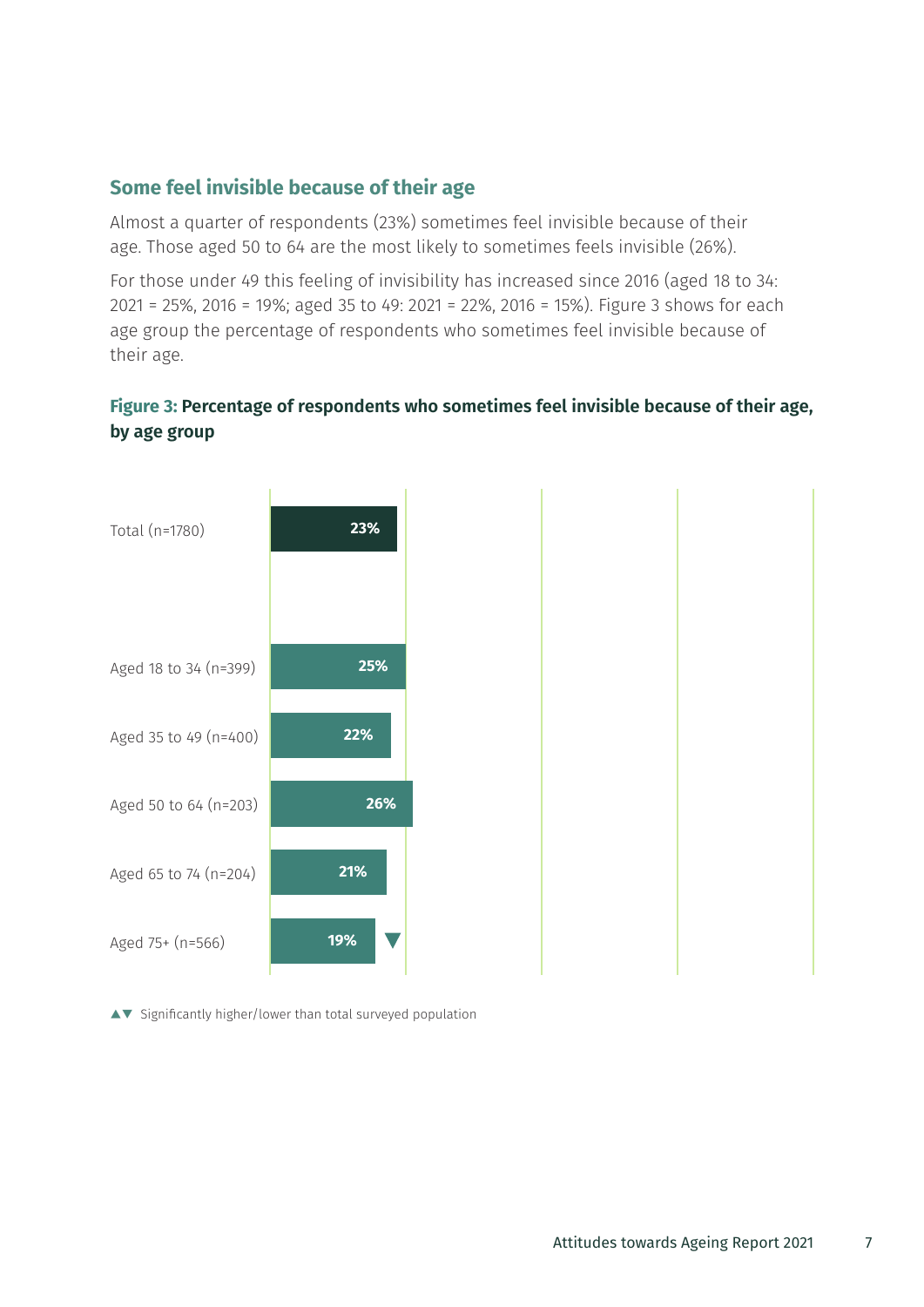## Some feel invisible because of their age

Almost a quarter of respondents (23%) sometimes feel invisible because of their age. Those aged 50 to 64 are the most likely to sometimes feels invisible (26%).

For those under 49 this feeling of invisibility has increased since 2016 (aged 18 to 34: 2021 = 25%, 2016 = 19%; aged 35 to 49: 2021 = 22%, 2016 = 15%). Figure 3 shows for each age group the percentage of respondents who sometimes feel invisible because of their age.

**Figure 3: Percentage of respondents who sometimes feel invisible because of their age, by age group**

| Group | Percentage |
| --- | --- |
| Total (n=1780) | 23% |
| Aged 18 to 34 (n=399) | 25% |
| Aged 35 to 49 (n=400) | 22% |
| Aged 50 to 64 (n=203) | 26% |
| Aged 65 to 74 (n=204) | 21% |
| Aged 75+ (n=566) | 19% ▼ |

▲▼ Significantly higher/lower than total surveyed population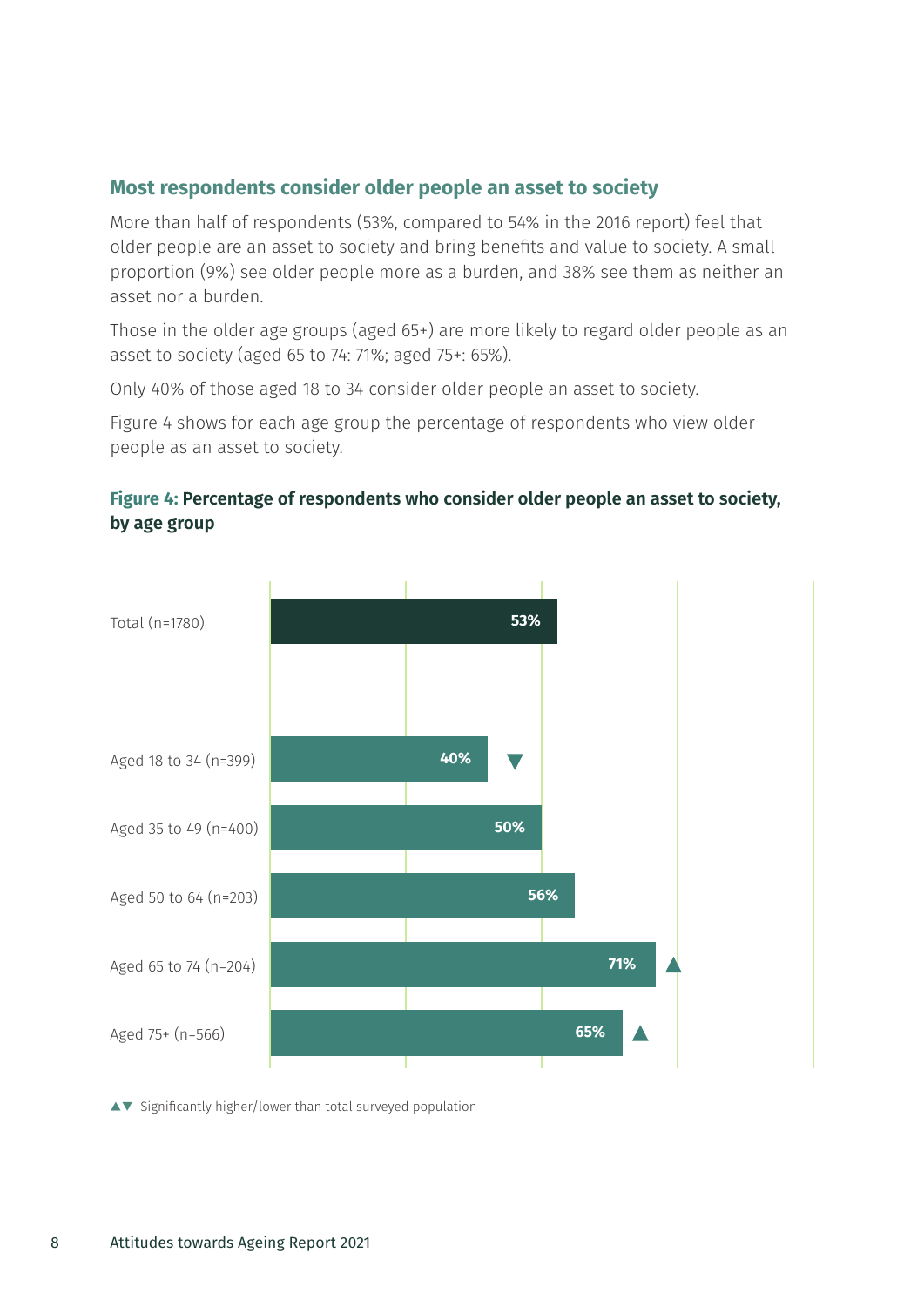## Most respondents consider older people an asset to society

More than half of respondents (53%, compared to 54% in the 2016 report) feel that older people are an asset to society and bring benefits and value to society. A small proportion (9%) see older people more as a burden, and 38% see them as neither an asset nor a burden.

Those in the older age groups (aged 65+) are more likely to regard older people as an asset to society (aged 65 to 74: 71%; aged 75+: 65%).

Only 40% of those aged 18 to 34 consider older people an asset to society.

Figure 4 shows for each age group the percentage of respondents who view older people as an asset to society.

**Figure 4: Percentage of respondents who consider older people an asset to society, by age group**

| Group | Percentage |
|---|---|
| Total (n=1780) | 53% |
| Aged 18 to 34 (n=399) | 40% ▼ |
| Aged 35 to 49 (n=400) | 50% |
| Aged 50 to 64 (n=203) | 56% |
| Aged 65 to 74 (n=204) | 71% ▲ |
| Aged 75+ (n=566) | 65% ▲ |

▲▼ Significantly higher/lower than total surveyed population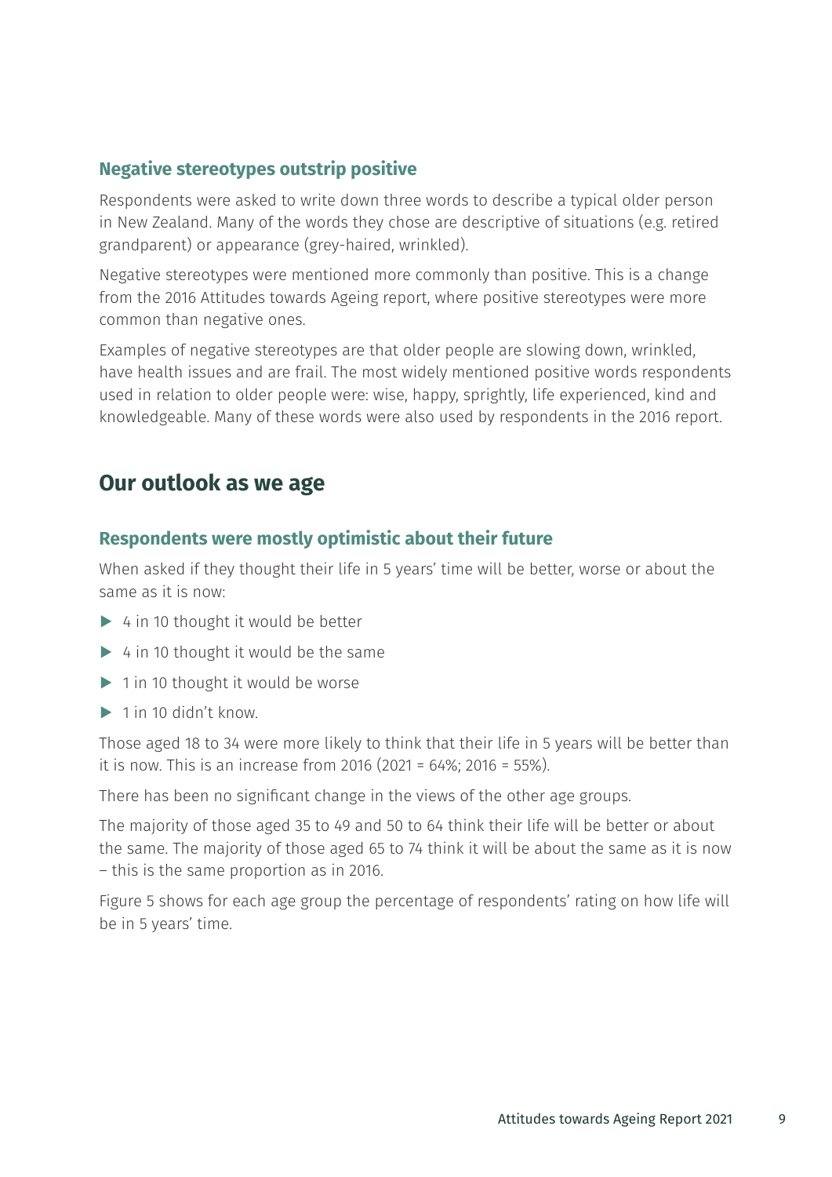### Negative stereotypes outstrip positive

Respondents were asked to write down three words to describe a typical older person in New Zealand. Many of the words they chose are descriptive of situations (e.g. retired grandparent) or appearance (grey-haired, wrinkled).

Negative stereotypes were mentioned more commonly than positive. This is a change from the 2016 Attitudes towards Ageing report, where positive stereotypes were more common than negative ones.

Examples of negative stereotypes are that older people are slowing down, wrinkled, have health issues and are frail. The most widely mentioned positive words respondents used in relation to older people were: wise, happy, sprightly, life experienced, kind and knowledgeable. Many of these words were also used by respondents in the 2016 report.

## Our outlook as we age

### Respondents were mostly optimistic about their future

When asked if they thought their life in 5 years' time will be better, worse or about the same as it is now:

- 4 in 10 thought it would be better
- 4 in 10 thought it would be the same
- 1 in 10 thought it would be worse
- 1 in 10 didn't know.

Those aged 18 to 34 were more likely to think that their life in 5 years will be better than it is now. This is an increase from 2016 (2021 = 64%; 2016 = 55%).

There has been no significant change in the views of the other age groups.

The majority of those aged 35 to 49 and 50 to 64 think their life will be better or about the same. The majority of those aged 65 to 74 think it will be about the same as it is now – this is the same proportion as in 2016.

Figure 5 shows for each age group the percentage of respondents' rating on how life will be in 5 years' time.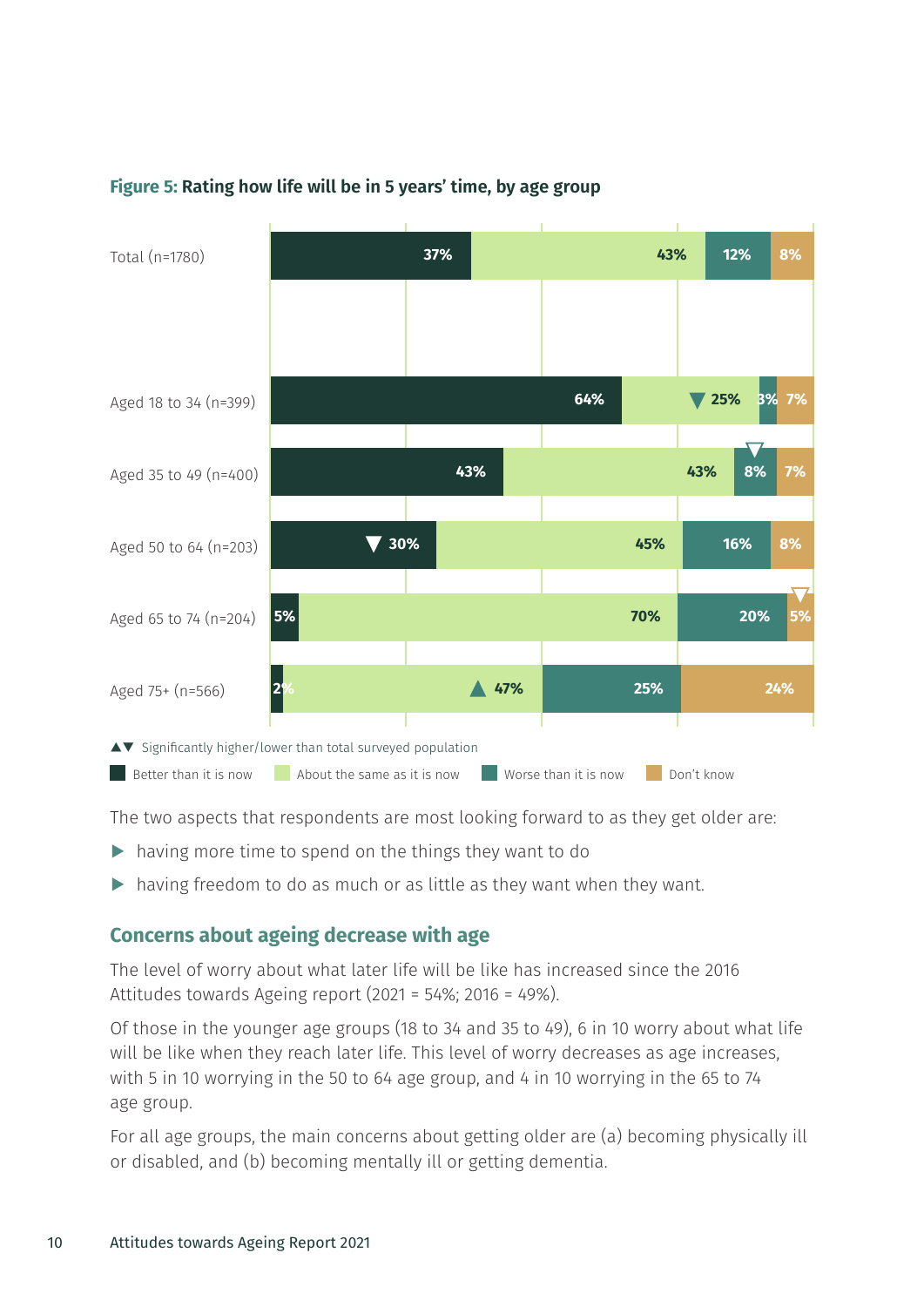**Figure 5:** Rating how life will be in 5 years' time, by age group

| | Better than it is now | About the same as it is now | Worse than it is now | Don't know |
|---|---|---|---|---|
| Total (n=1780) | 37% | 43% | 12% | 8% |
| Aged 18 to 34 (n=399) | 64% | ▼ 25% | 3% | 7% |
| Aged 35 to 49 (n=400) | 43% | 43% | ▽ 8% | 7% |
| Aged 50 to 64 (n=203) | ▼ 30% | 45% | 16% | 8% |
| Aged 65 to 74 (n=204) | 5% | 70% | 20% | ▽ 5% |
| Aged 75+ (n=566) | 2% | ▲ 47% | 25% | 24% |

▲▼ Significantly higher/lower than total surveyed population

The two aspects that respondents are most looking forward to as they get older are:

- having more time to spend on the things they want to do
- having freedom to do as much or as little as they want when they want.

## Concerns about ageing decrease with age

The level of worry about what later life will be like has increased since the 2016 Attitudes towards Ageing report (2021 = 54%; 2016 = 49%).

Of those in the younger age groups (18 to 34 and 35 to 49), 6 in 10 worry about what life will be like when they reach later life. This level of worry decreases as age increases, with 5 in 10 worrying in the 50 to 64 age group, and 4 in 10 worrying in the 65 to 74 age group.

For all age groups, the main concerns about getting older are (a) becoming physically ill or disabled, and (b) becoming mentally ill or getting dementia.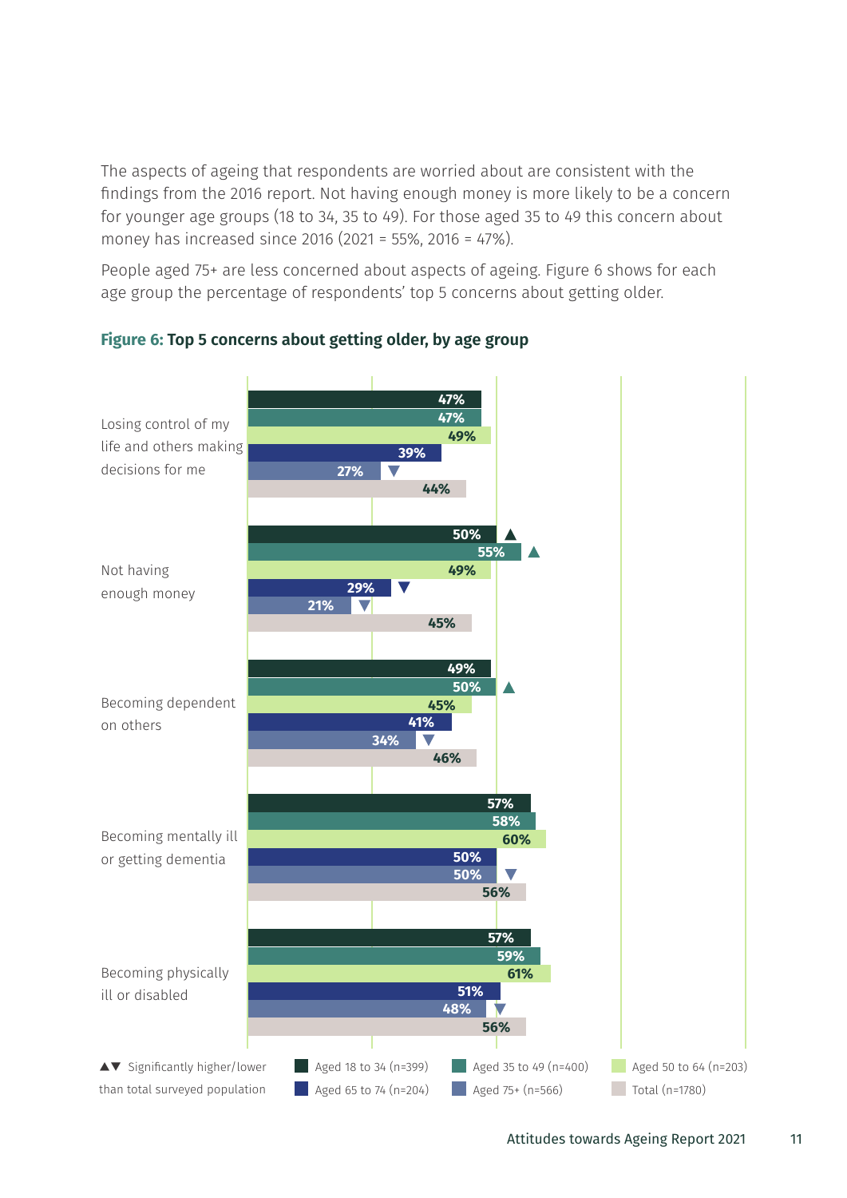The aspects of ageing that respondents are worried about are consistent with the findings from the 2016 report. Not having enough money is more likely to be a concern for younger age groups (18 to 34, 35 to 49). For those aged 35 to 49 this concern about money has increased since 2016 (2021 = 55%, 2016 = 47%).

People aged 75+ are less concerned about aspects of ageing. Figure 6 shows for each age group the percentage of respondents' top 5 concerns about getting older.

**Figure 6: Top 5 concerns about getting older, by age group**

| Concern | Aged 18 to 34 (n=399) | Aged 35 to 49 (n=400) | Aged 50 to 64 (n=203) | Aged 65 to 74 (n=204) | Aged 75+ (n=566) | Total (n=1780) |
|---|---|---|---|---|---|---|
| Losing control of my life and others making decisions for me | 47% | 47% | 49% | 39% | 27% ▼ | 44% |
| Not having enough money | 50% ▲ | 55% ▲ | 49% | 29% ▼ | 21% ▼ | 45% |
| Becoming dependent on others | 49% | 50% ▲ | 45% | 41% | 34% ▼ | 46% |
| Becoming mentally ill or getting dementia | 57% | 58% | 60% | 50% | 50% ▼ | 56% |
| Becoming physically ill or disabled | 57% | 59% | 61% | 51% | 48% ▼ | 56% |

▲▼ Significantly higher/lower than total surveyed population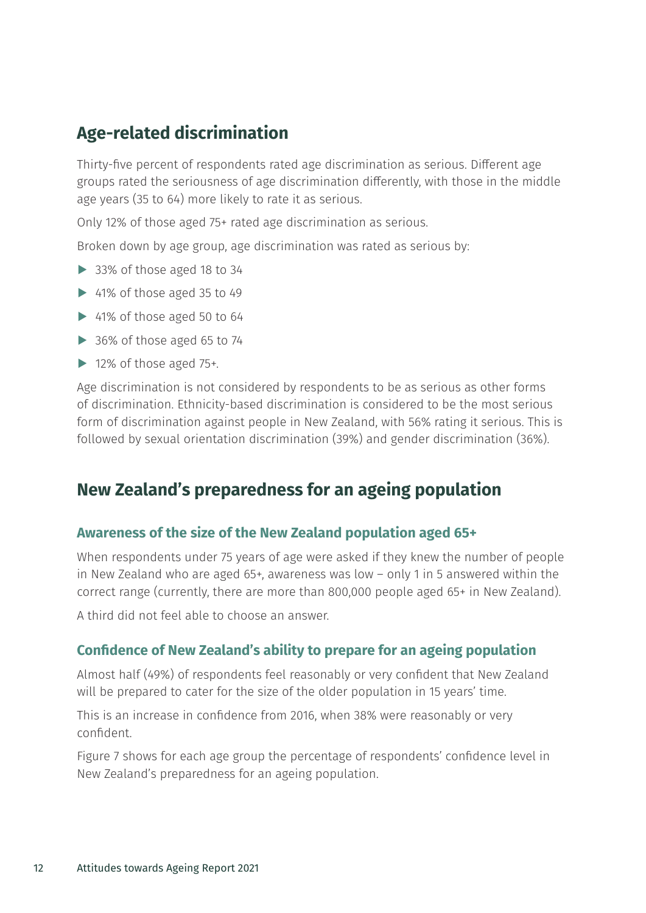## Age-related discrimination

Thirty-five percent of respondents rated age discrimination as serious. Different age groups rated the seriousness of age discrimination differently, with those in the middle age years (35 to 64) more likely to rate it as serious.

Only 12% of those aged 75+ rated age discrimination as serious.

Broken down by age group, age discrimination was rated as serious by:

- 33% of those aged 18 to 34
- 41% of those aged 35 to 49
- 41% of those aged 50 to 64
- 36% of those aged 65 to 74
- 12% of those aged 75+.

Age discrimination is not considered by respondents to be as serious as other forms of discrimination. Ethnicity-based discrimination is considered to be the most serious form of discrimination against people in New Zealand, with 56% rating it serious. This is followed by sexual orientation discrimination (39%) and gender discrimination (36%).

## New Zealand's preparedness for an ageing population

### Awareness of the size of the New Zealand population aged 65+

When respondents under 75 years of age were asked if they knew the number of people in New Zealand who are aged 65+, awareness was low – only 1 in 5 answered within the correct range (currently, there are more than 800,000 people aged 65+ in New Zealand).

A third did not feel able to choose an answer.

### Confidence of New Zealand's ability to prepare for an ageing population

Almost half (49%) of respondents feel reasonably or very confident that New Zealand will be prepared to cater for the size of the older population in 15 years' time.

This is an increase in confidence from 2016, when 38% were reasonably or very confident.

Figure 7 shows for each age group the percentage of respondents' confidence level in New Zealand's preparedness for an ageing population.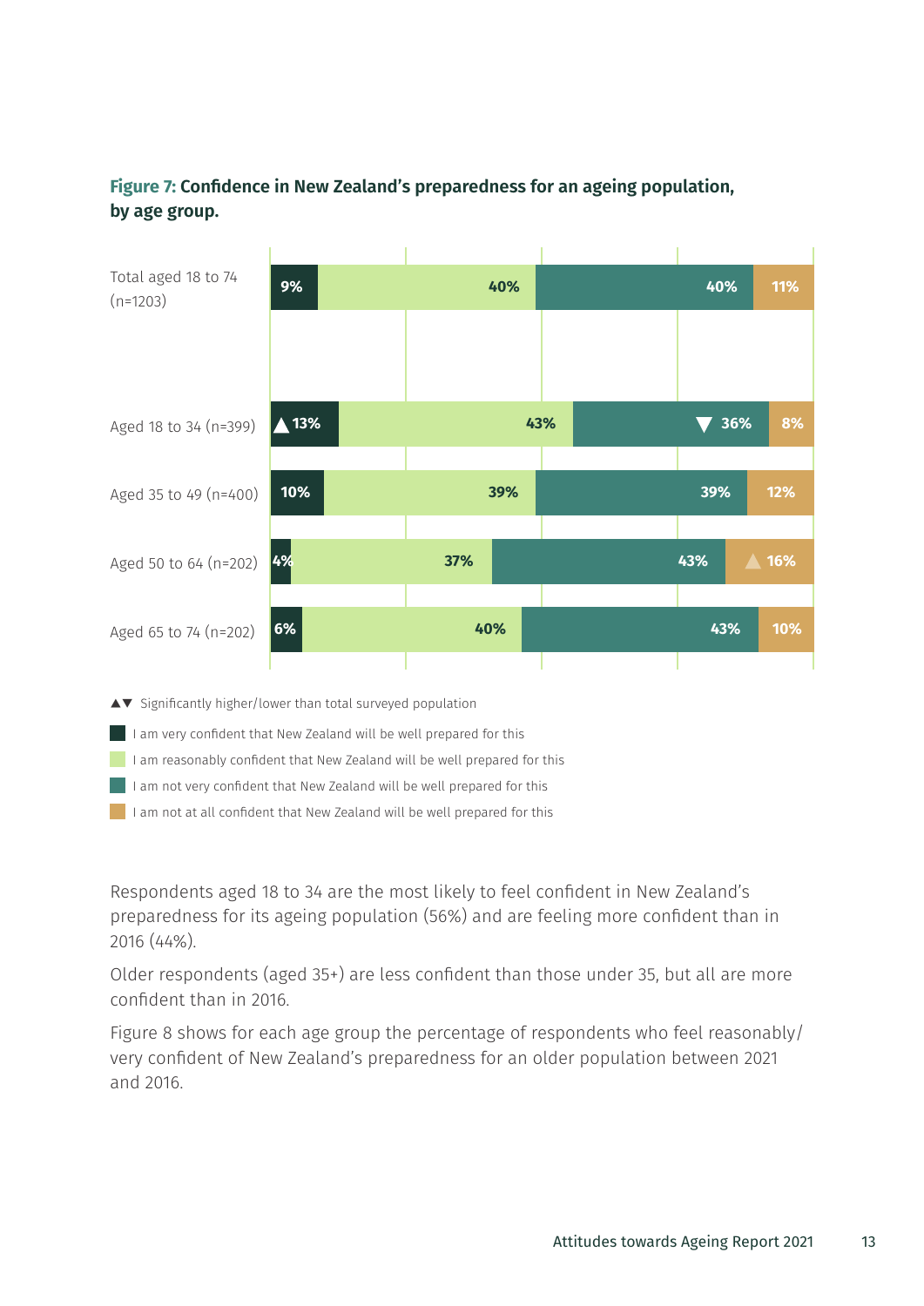**Figure 7: Confidence in New Zealand's preparedness for an ageing population, by age group.**

| | Very confident | Reasonably confident | Not very confident | Not at all confident |
|---|---|---|---|---|
| Total aged 18 to 74 (n=1203) | 9% | 40% | 40% | 11% |
| Aged 18 to 34 (n=399) | ▲ 13% | 43% | ▼ 36% | 8% |
| Aged 35 to 49 (n=400) | 10% | 39% | 39% | 12% |
| Aged 50 to 64 (n=202) | 4% | 37% | 43% | ▲ 16% |
| Aged 65 to 74 (n=202) | 6% | 40% | 43% | 10% |

▲▼ Significantly higher/lower than total surveyed population

- I am very confident that New Zealand will be well prepared for this
- I am reasonably confident that New Zealand will be well prepared for this
- I am not very confident that New Zealand will be well prepared for this
- I am not at all confident that New Zealand will be well prepared for this

Respondents aged 18 to 34 are the most likely to feel confident in New Zealand's preparedness for its ageing population (56%) and are feeling more confident than in 2016 (44%).

Older respondents (aged 35+) are less confident than those under 35, but all are more confident than in 2016.

Figure 8 shows for each age group the percentage of respondents who feel reasonably/very confident of New Zealand's preparedness for an older population between 2021 and 2016.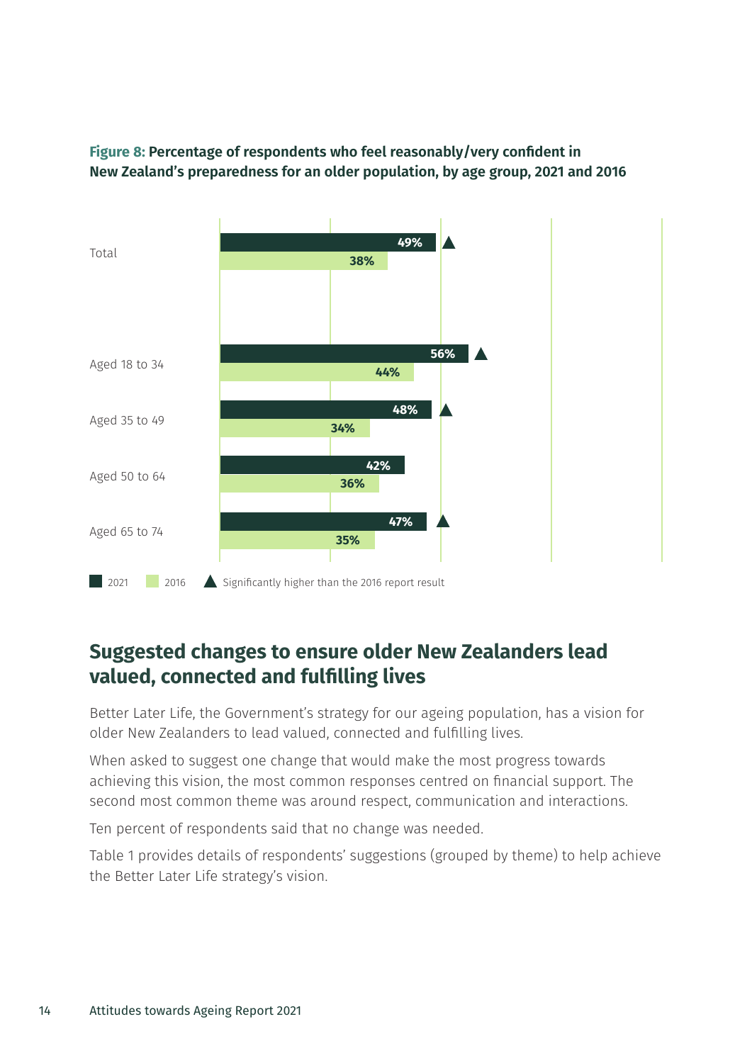**Figure 8:** **Percentage of respondents who feel reasonably/very confident in New Zealand's preparedness for an older population, by age group, 2021 and 2016**

| | 2021 | 2016 |
|---|---|---|
| Total | 49% ▲ | 38% |
| Aged 18 to 34 | 56% ▲ | 44% |
| Aged 35 to 49 | 48% ▲ | 34% |
| Aged 50 to 64 | 42% | 36% |
| Aged 65 to 74 | 47% ▲ | 35% |

▲ Significantly higher than the 2016 report result

## Suggested changes to ensure older New Zealanders lead valued, connected and fulfilling lives

Better Later Life, the Government's strategy for our ageing population, has a vision for older New Zealanders to lead valued, connected and fulfilling lives.

When asked to suggest one change that would make the most progress towards achieving this vision, the most common responses centred on financial support. The second most common theme was around respect, communication and interactions.

Ten percent of respondents said that no change was needed.

Table 1 provides details of respondents' suggestions (grouped by theme) to help achieve the Better Later Life strategy's vision.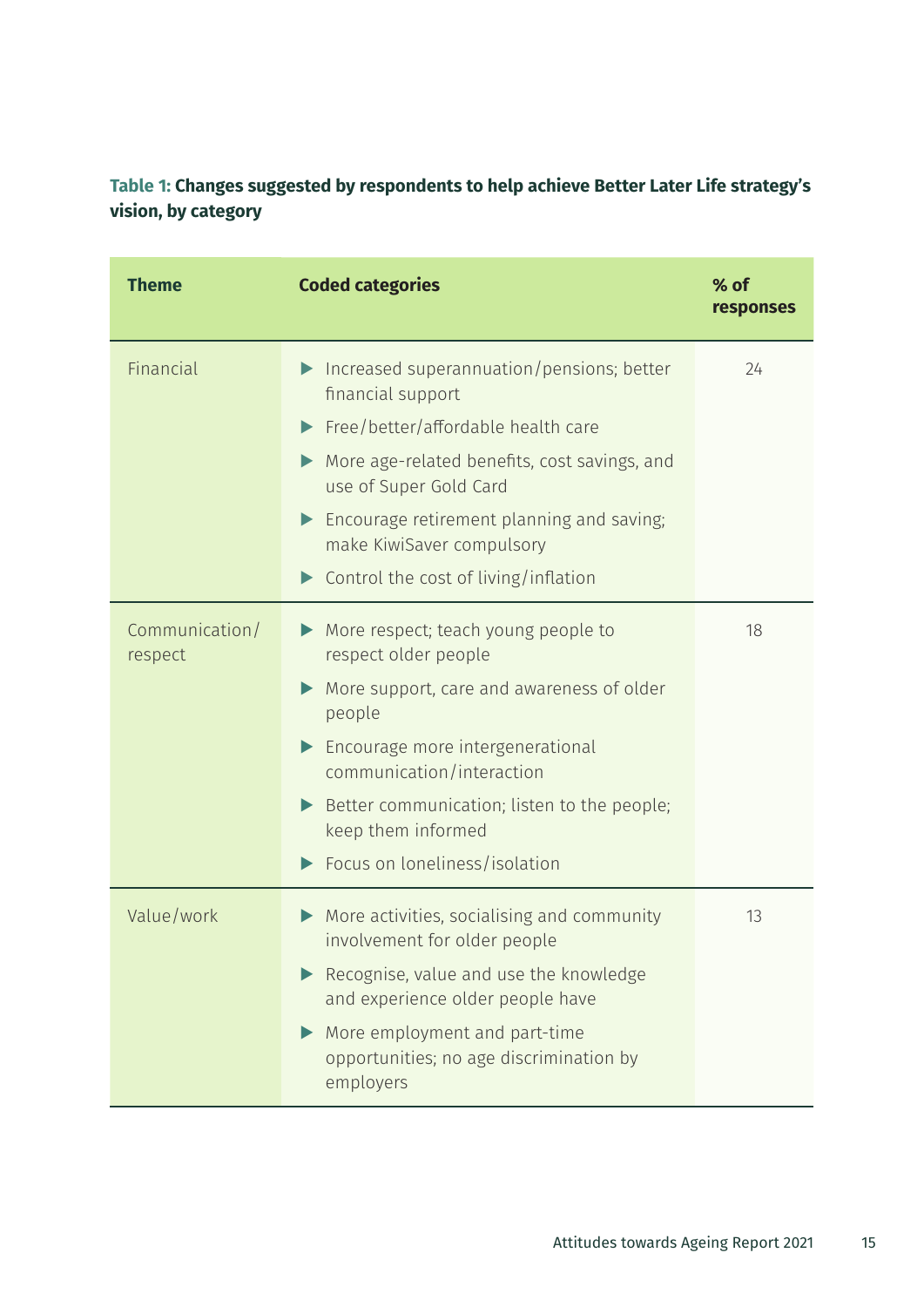**Table 1: Changes suggested by respondents to help achieve Better Later Life strategy's vision, by category**

| Theme | Coded categories | % of responses |
|---|---|---|
| Financial | ▶ Increased superannuation/pensions; better financial support<br>▶ Free/better/affordable health care<br>▶ More age-related benefits, cost savings, and use of Super Gold Card<br>▶ Encourage retirement planning and saving; make KiwiSaver compulsory<br>▶ Control the cost of living/inflation | 24 |
| Communication/respect | ▶ More respect; teach young people to respect older people<br>▶ More support, care and awareness of older people<br>▶ Encourage more intergenerational communication/interaction<br>▶ Better communication; listen to the people; keep them informed<br>▶ Focus on loneliness/isolation | 18 |
| Value/work | ▶ More activities, socialising and community involvement for older people<br>▶ Recognise, value and use the knowledge and experience older people have<br>▶ More employment and part-time opportunities; no age discrimination by employers | 13 |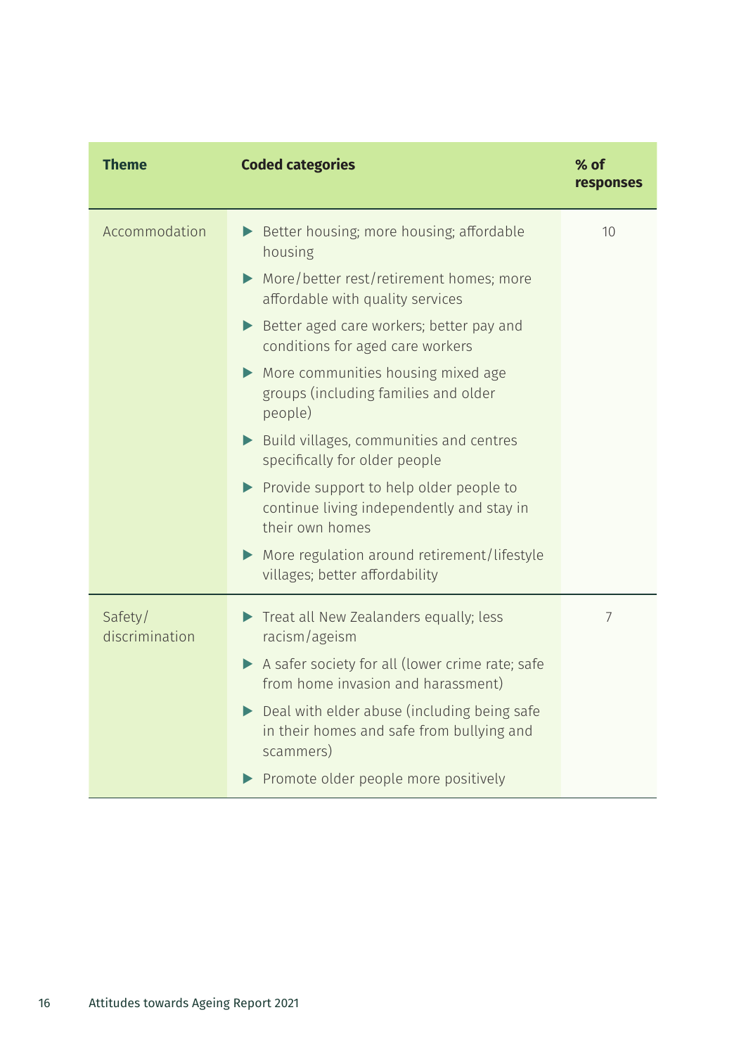| Theme | Coded categories | % of responses |
|---|---|---|
| Accommodation | ▶ Better housing; more housing; affordable housing<br>▶ More/better rest/retirement homes; more affordable with quality services<br>▶ Better aged care workers; better pay and conditions for aged care workers<br>▶ More communities housing mixed age groups (including families and older people)<br>▶ Build villages, communities and centres specifically for older people<br>▶ Provide support to help older people to continue living independently and stay in their own homes<br>▶ More regulation around retirement/lifestyle villages; better affordability | 10 |
| Safety/ discrimination | ▶ Treat all New Zealanders equally; less racism/ageism<br>▶ A safer society for all (lower crime rate; safe from home invasion and harassment)<br>▶ Deal with elder abuse (including being safe in their homes and safe from bullying and scammers)<br>▶ Promote older people more positively | 7 |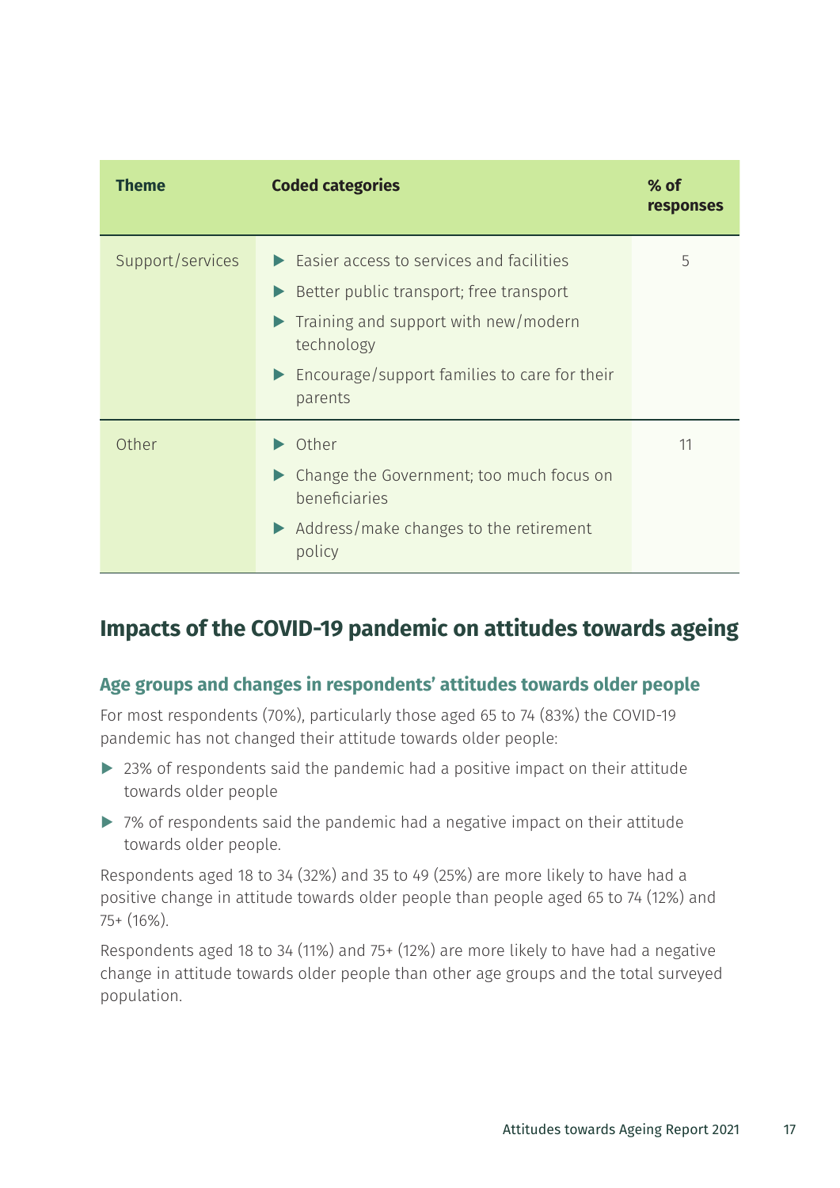| Theme | Coded categories | % of responses |
|---|---|---|
| Support/services | ▶ Easier access to services and facilities<br>▶ Better public transport; free transport<br>▶ Training and support with new/modern technology<br>▶ Encourage/support families to care for their parents | 5 |
| Other | ▶ Other<br>▶ Change the Government; too much focus on beneficiaries<br>▶ Address/make changes to the retirement policy | 11 |

## Impacts of the COVID-19 pandemic on attitudes towards ageing

### Age groups and changes in respondents' attitudes towards older people

For most respondents (70%), particularly those aged 65 to 74 (83%) the COVID-19 pandemic has not changed their attitude towards older people:

- 23% of respondents said the pandemic had a positive impact on their attitude towards older people
- 7% of respondents said the pandemic had a negative impact on their attitude towards older people.

Respondents aged 18 to 34 (32%) and 35 to 49 (25%) are more likely to have had a positive change in attitude towards older people than people aged 65 to 74 (12%) and 75+ (16%).

Respondents aged 18 to 34 (11%) and 75+ (12%) are more likely to have had a negative change in attitude towards older people than other age groups and the total surveyed population.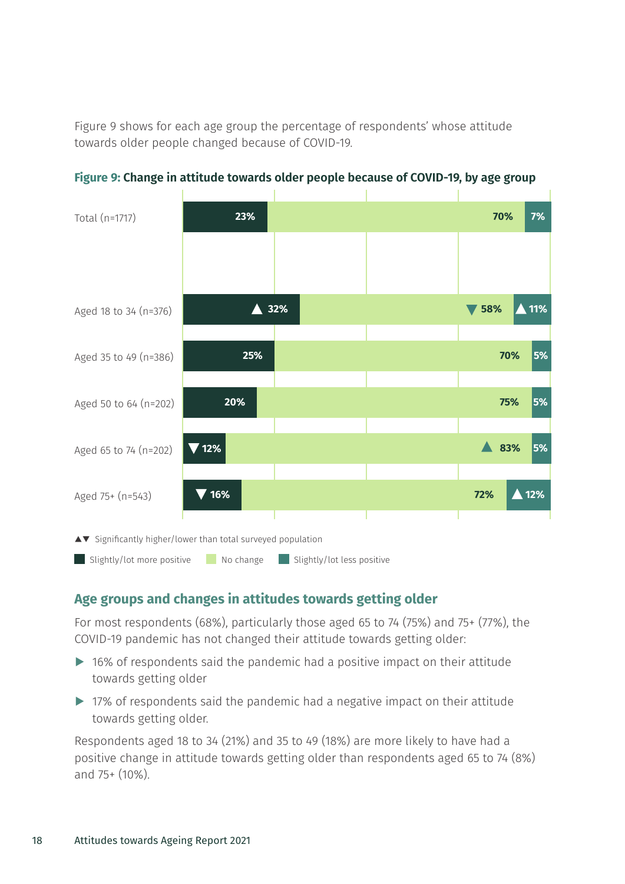Figure 9 shows for each age group the percentage of respondents' whose attitude towards older people changed because of COVID-19.

**Figure 9: Change in attitude towards older people because of COVID-19, by age group**

| | Slightly/lot more positive | No change | Slightly/lot less positive |
|---|---|---|---|
| Total (n=1717) | 23% | 70% | 7% |
| Aged 18 to 34 (n=376) | ▲ 32% | ▼ 58% | ▲ 11% |
| Aged 35 to 49 (n=386) | 25% | 70% | 5% |
| Aged 50 to 64 (n=202) | 20% | 75% | 5% |
| Aged 65 to 74 (n=202) | ▼ 12% | ▲ 83% | 5% |
| Aged 75+ (n=543) | ▼ 16% | 72% | ▲ 12% |

▲▼ Significantly higher/lower than total surveyed population

## Age groups and changes in attitudes towards getting older

For most respondents (68%), particularly those aged 65 to 74 (75%) and 75+ (77%), the COVID-19 pandemic has not changed their attitude towards getting older:

- 16% of respondents said the pandemic had a positive impact on their attitude towards getting older
- 17% of respondents said the pandemic had a negative impact on their attitude towards getting older.

Respondents aged 18 to 34 (21%) and 35 to 49 (18%) are more likely to have had a positive change in attitude towards getting older than respondents aged 65 to 74 (8%) and 75+ (10%).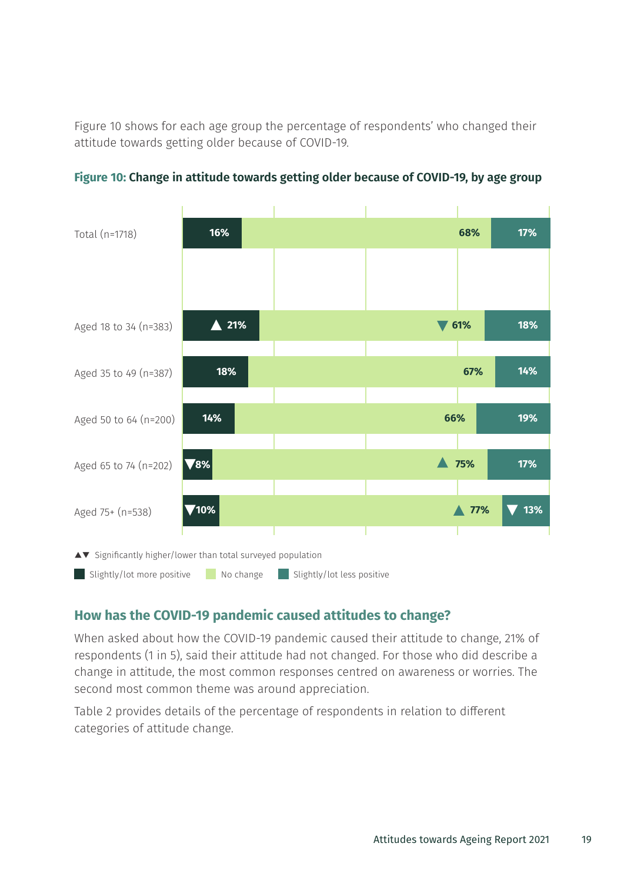Figure 10 shows for each age group the percentage of respondents' who changed their attitude towards getting older because of COVID-19.

**Figure 10: Change in attitude towards getting older because of COVID-19, by age group**

| | Slightly/lot more positive | No change | Slightly/lot less positive |
|---|---|---|---|
| Total (n=1718) | 16% | 68% | 17% |
| Aged 18 to 34 (n=383) | ▲ 21% | ▼ 61% | 18% |
| Aged 35 to 49 (n=387) | 18% | 67% | 14% |
| Aged 50 to 64 (n=200) | 14% | 66% | 19% |
| Aged 65 to 74 (n=202) | ▼ 8% | ▲ 75% | 17% |
| Aged 75+ (n=538) | ▼ 10% | ▲ 77% | ▼ 13% |

▲▼ Significantly higher/lower than total surveyed population

## How has the COVID-19 pandemic caused attitudes to change?

When asked about how the COVID-19 pandemic caused their attitude to change, 21% of respondents (1 in 5), said their attitude had not changed. For those who did describe a change in attitude, the most common responses centred on awareness or worries. The second most common theme was around appreciation.

Table 2 provides details of the percentage of respondents in relation to different categories of attitude change.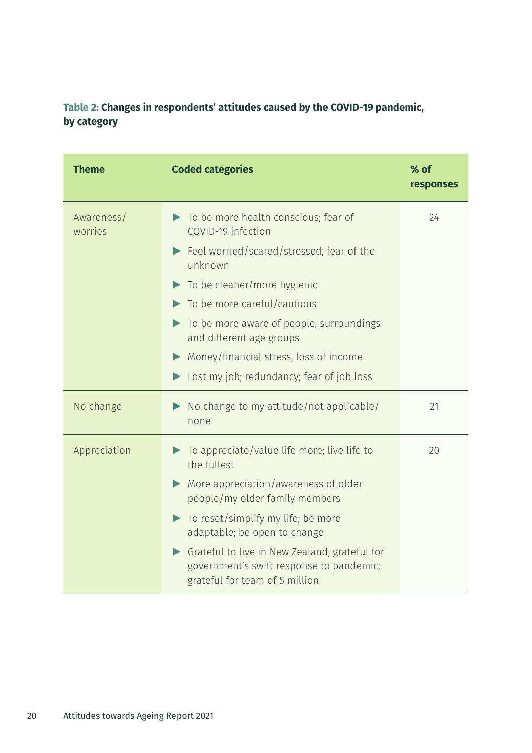**Table 2: Changes in respondents' attitudes caused by the COVID-19 pandemic, by category**

| Theme | Coded categories | % of responses |
|---|---|---|
| Awareness/ worries | ▶ To be more health conscious; fear of COVID-19 infection<br>▶ Feel worried/scared/stressed; fear of the unknown<br>▶ To be cleaner/more hygienic<br>▶ To be more careful/cautious<br>▶ To be more aware of people, surroundings and different age groups<br>▶ Money/financial stress; loss of income<br>▶ Lost my job; redundancy; fear of job loss | 24 |
| No change | ▶ No change to my attitude/not applicable/ none | 21 |
| Appreciation | ▶ To appreciate/value life more; live life to the fullest<br>▶ More appreciation/awareness of older people/my older family members<br>▶ To reset/simplify my life; be more adaptable; be open to change<br>▶ Grateful to live in New Zealand; grateful for government's swift response to pandemic; grateful for team of 5 million | 20 |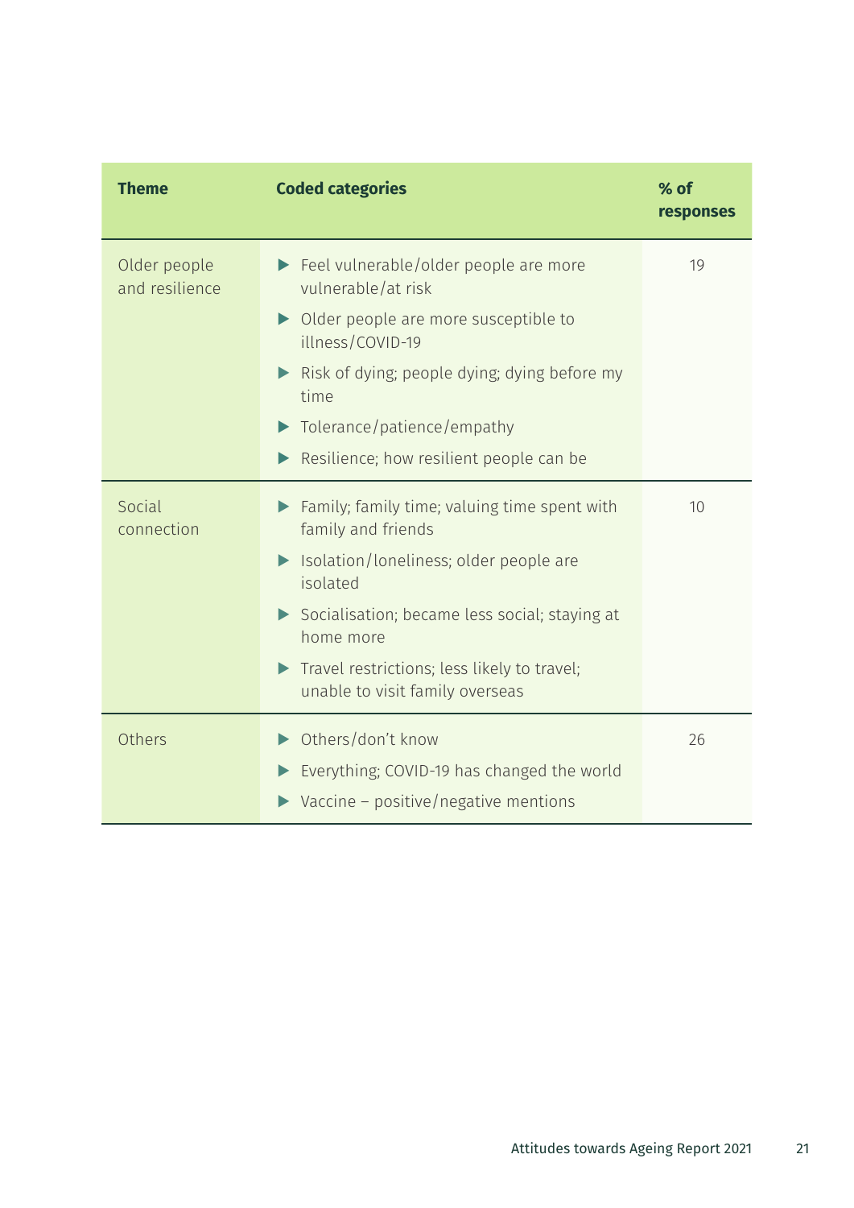| Theme | Coded categories | % of responses |
|---|---|---|
| Older people and resilience | ▶ Feel vulnerable/older people are more vulnerable/at risk<br>▶ Older people are more susceptible to illness/COVID-19<br>▶ Risk of dying; people dying; dying before my time<br>▶ Tolerance/patience/empathy<br>▶ Resilience; how resilient people can be | 19 |
| Social connection | ▶ Family; family time; valuing time spent with family and friends<br>▶ Isolation/loneliness; older people are isolated<br>▶ Socialisation; became less social; staying at home more<br>▶ Travel restrictions; less likely to travel; unable to visit family overseas | 10 |
| Others | ▶ Others/don't know<br>▶ Everything; COVID-19 has changed the world<br>▶ Vaccine – positive/negative mentions | 26 |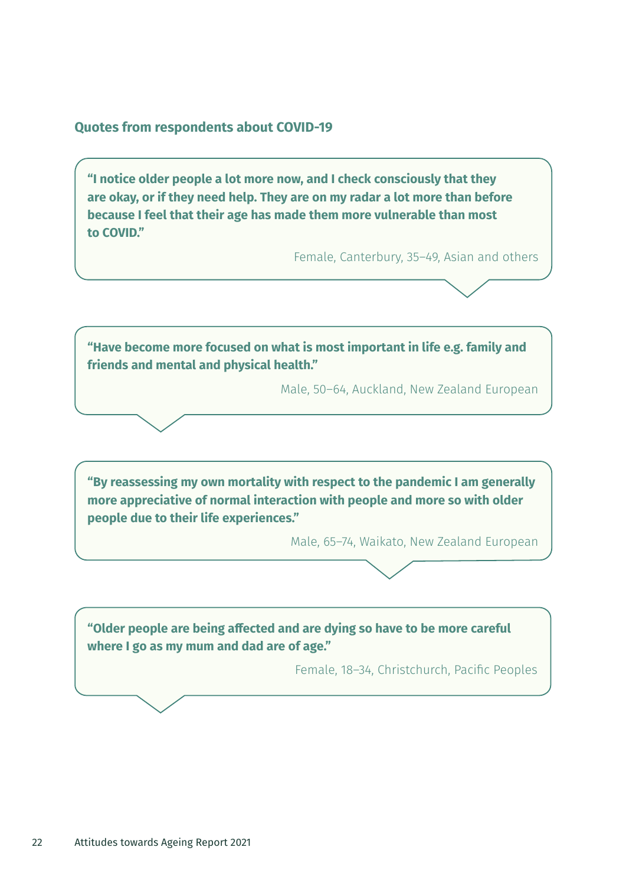### Quotes from respondents about COVID-19

**"I notice older people a lot more now, and I check consciously that they are okay, or if they need help. They are on my radar a lot more than before because I feel that their age has made them more vulnerable than most to COVID."**

Female, Canterbury, 35–49, Asian and others

**"Have become more focused on what is most important in life e.g. family and friends and mental and physical health."**

Male, 50–64, Auckland, New Zealand European

**"By reassessing my own mortality with respect to the pandemic I am generally more appreciative of normal interaction with people and more so with older people due to their life experiences."**

Male, 65–74, Waikato, New Zealand European

**"Older people are being affected and are dying so have to be more careful where I go as my mum and dad are of age."**

Female, 18–34, Christchurch, Pacific Peoples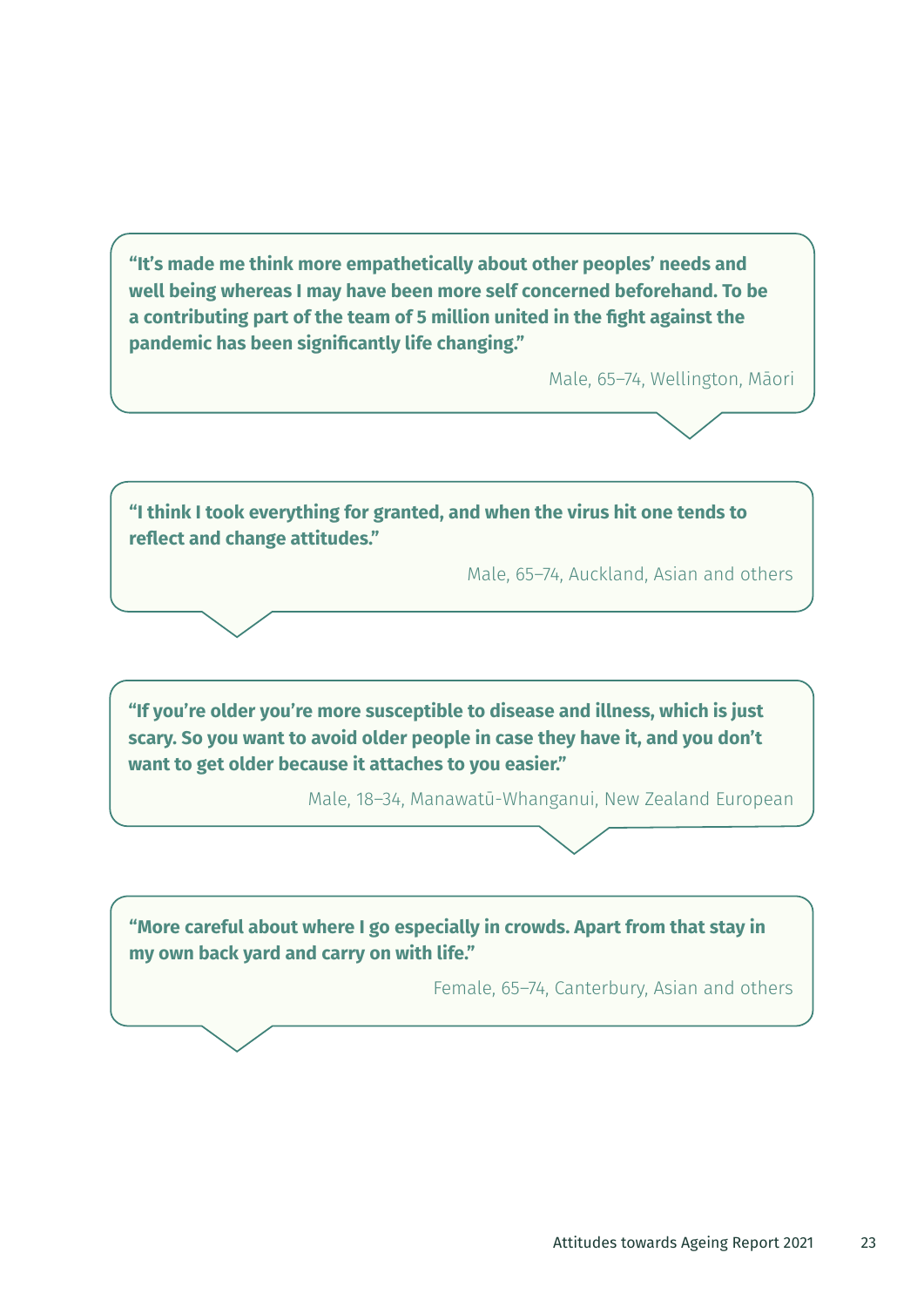**"It's made me think more empathetically about other peoples' needs and well being whereas I may have been more self concerned beforehand. To be a contributing part of the team of 5 million united in the fight against the pandemic has been significantly life changing."**

Male, 65–74, Wellington, Māori

**"I think I took everything for granted, and when the virus hit one tends to reflect and change attitudes."**

Male, 65–74, Auckland, Asian and others

**"If you're older you're more susceptible to disease and illness, which is just scary. So you want to avoid older people in case they have it, and you don't want to get older because it attaches to you easier."**

Male, 18–34, Manawatū-Whanganui, New Zealand European

**"More careful about where I go especially in crowds. Apart from that stay in my own back yard and carry on with life."**

Female, 65–74, Canterbury, Asian and others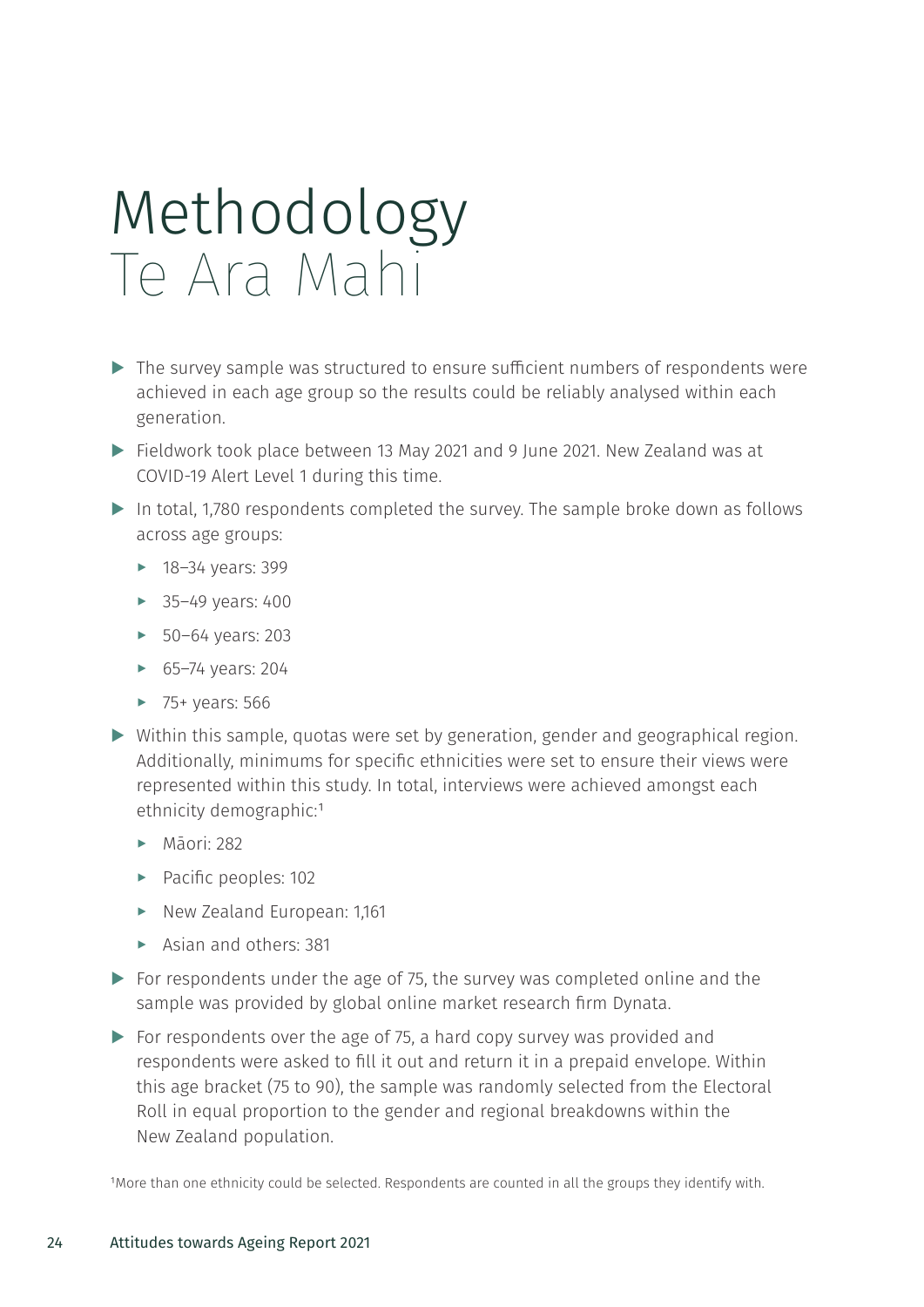# Methodology
## Te Ara Mahi

- The survey sample was structured to ensure sufficient numbers of respondents were achieved in each age group so the results could be reliably analysed within each generation.
- Fieldwork took place between 13 May 2021 and 9 June 2021. New Zealand was at COVID-19 Alert Level 1 during this time.
- In total, 1,780 respondents completed the survey. The sample broke down as follows across age groups:
  - 18–34 years: 399
  - 35–49 years: 400
  - 50–64 years: 203
  - 65–74 years: 204
  - 75+ years: 566
- Within this sample, quotas were set by generation, gender and geographical region. Additionally, minimums for specific ethnicities were set to ensure their views were represented within this study. In total, interviews were achieved amongst each ethnicity demographic:[1]
  - Māori: 282
  - Pacific peoples: 102
  - New Zealand European: 1,161
  - Asian and others: 381
- For respondents under the age of 75, the survey was completed online and the sample was provided by global online market research firm Dynata.
- For respondents over the age of 75, a hard copy survey was provided and respondents were asked to fill it out and return it in a prepaid envelope. Within this age bracket (75 to 90), the sample was randomly selected from the Electoral Roll in equal proportion to the gender and regional breakdowns within the New Zealand population.

[1]More than one ethnicity could be selected. Respondents are counted in all the groups they identify with.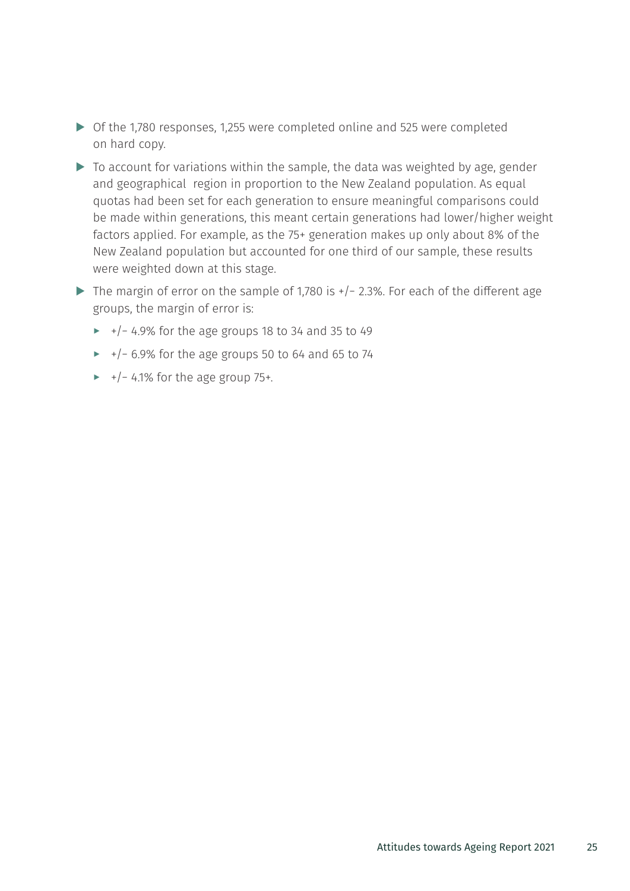- Of the 1,780 responses, 1,255 were completed online and 525 were completed on hard copy.
- To account for variations within the sample, the data was weighted by age, gender and geographical region in proportion to the New Zealand population. As equal quotas had been set for each generation to ensure meaningful comparisons could be made within generations, this meant certain generations had lower/higher weight factors applied. For example, as the 75+ generation makes up only about 8% of the New Zealand population but accounted for one third of our sample, these results were weighted down at this stage.
- The margin of error on the sample of 1,780 is +/- 2.3%. For each of the different age groups, the margin of error is:
  - +/- 4.9% for the age groups 18 to 34 and 35 to 49
  - +/- 6.9% for the age groups 50 to 64 and 65 to 74
  - +/- 4.1% for the age group 75+.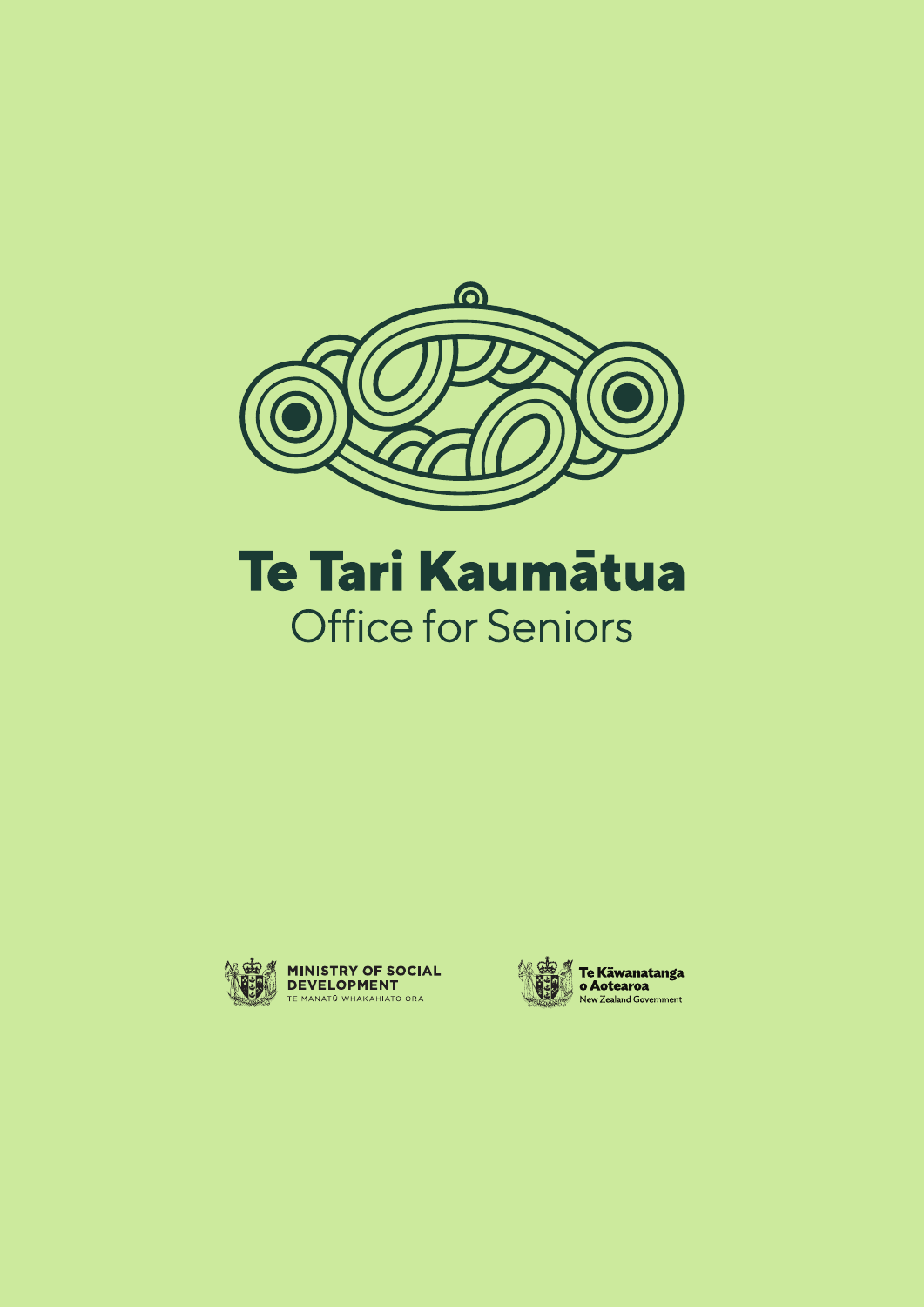# Te Tari Kaumātua

Office for Seniors

MINISTRY OF SOCIAL DEVELOPMENT
TE MANATŪ WHAKAHIATO ORA

Te Kāwanatanga o Aotearoa
New Zealand Government